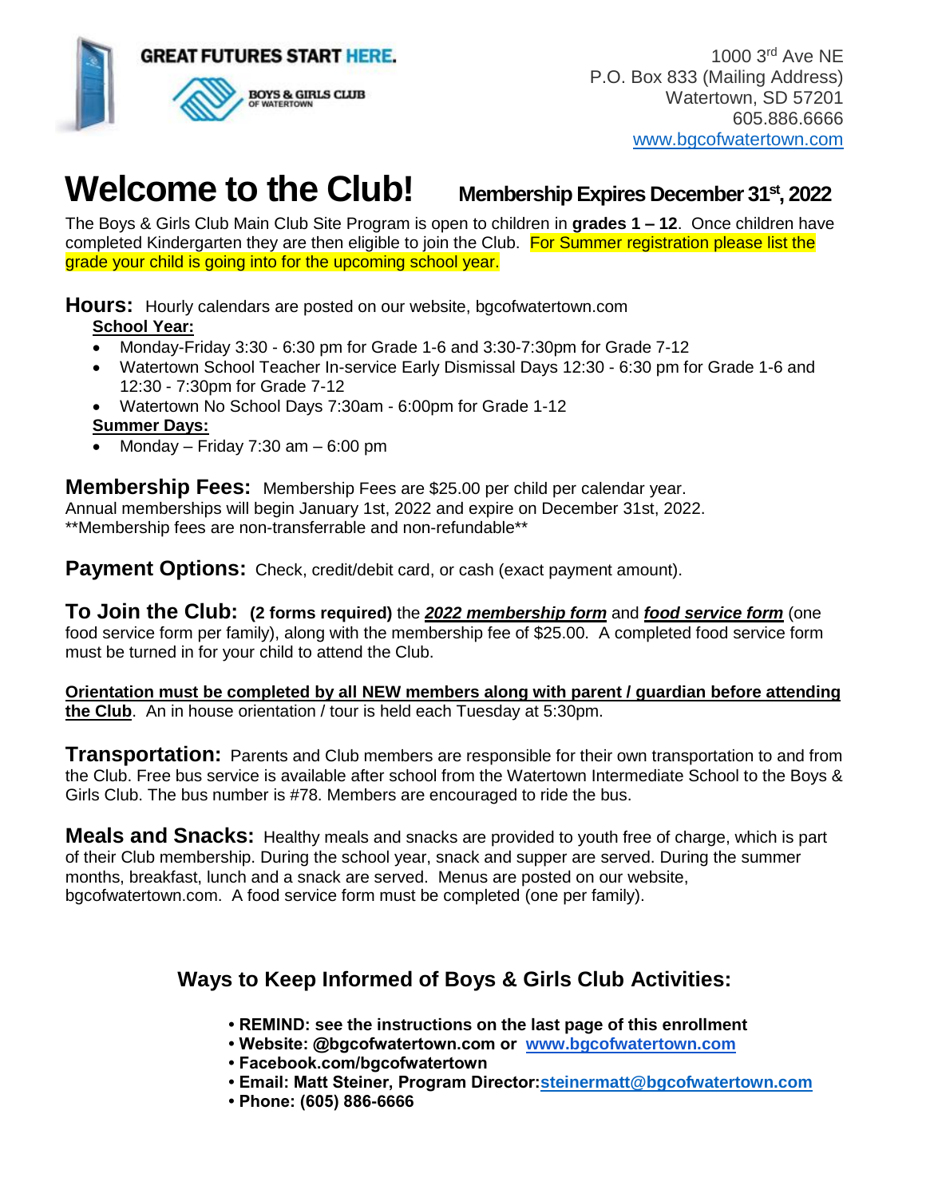GREAT FUTURES START HERE.

BOYS & GIRLS CLUB OF WATERTOWN

1000 3rd Ave NE
P.O. Box 833 (Mailing Address)
Watertown, SD 57201
605.886.6666
www.bgcofwatertown.com

# Welcome to the Club! **Membership Expires December 31st, 2022**

The Boys & Girls Club Main Club Site Program is open to children in **grades 1 – 12**. Once children have completed Kindergarten they are then eligible to join the Club. For Summer registration please list the grade your child is going into for the upcoming school year.

**Hours:** Hourly calendars are posted on our website, bgcofwatertown.com

**School Year:**

- Monday-Friday 3:30 - 6:30 pm for Grade 1-6 and 3:30-7:30pm for Grade 7-12
- Watertown School Teacher In-service Early Dismissal Days 12:30 - 6:30 pm for Grade 1-6 and 12:30 - 7:30pm for Grade 7-12
- Watertown No School Days 7:30am - 6:00pm for Grade 1-12

**Summer Days:**

- Monday – Friday 7:30 am – 6:00 pm

**Membership Fees:** Membership Fees are $25.00 per child per calendar year.
Annual memberships will begin January 1st, 2022 and expire on December 31st, 2022.
**Membership fees are non-transferrable and non-refundable**

**Payment Options:** Check, credit/debit card, or cash (exact payment amount).

**To Join the Club:** **(2 forms required)** the ***2022 membership form*** and ***food service form*** (one food service form per family), along with the membership fee of $25.00. A completed food service form must be turned in for your child to attend the Club.

**Orientation must be completed by all NEW members along with parent / guardian before attending the Club**. An in house orientation / tour is held each Tuesday at 5:30pm.

**Transportation:** Parents and Club members are responsible for their own transportation to and from the Club. Free bus service is available after school from the Watertown Intermediate School to the Boys & Girls Club. The bus number is #78. Members are encouraged to ride the bus.

**Meals and Snacks:** Healthy meals and snacks are provided to youth free of charge, which is part of their Club membership. During the school year, snack and supper are served. During the summer months, breakfast, lunch and a snack are served. Menus are posted on our website, bgcofwatertown.com. A food service form must be completed (one per family).

## Ways to Keep Informed of Boys & Girls Club Activities:

- **REMIND: see the instructions on the last page of this enrollment**
- **Website: @bgcofwatertown.com or www.bgcofwatertown.com**
- **Facebook.com/bgcofwatertown**
- **Email: Matt Steiner, Program Director:steinermatt@bgcofwatertown.com**
- **Phone: (605) 886-6666**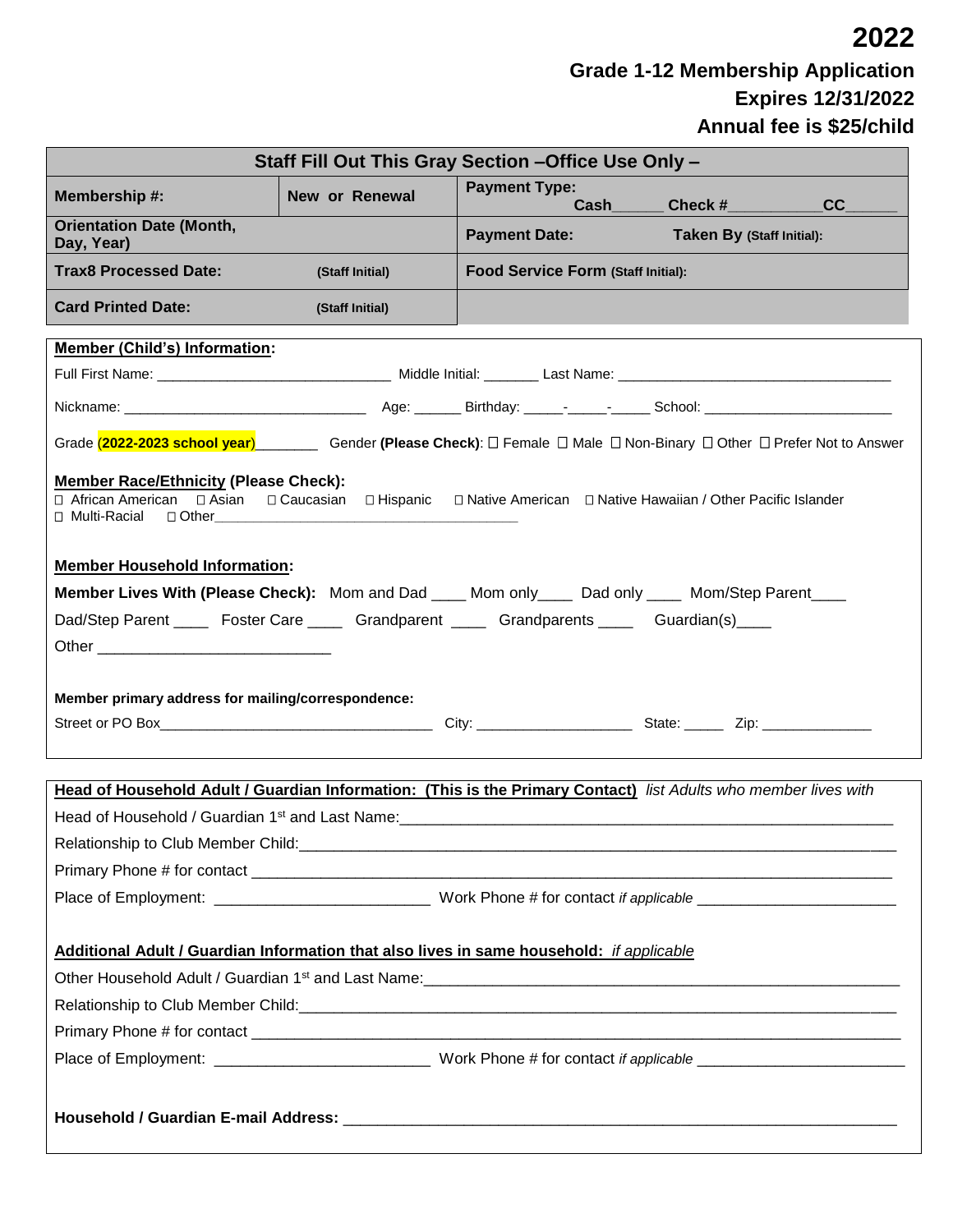# 2022

## Grade 1-12 Membership Application

## Expires 12/31/2022

## Annual fee is $25/child

| Staff Fill Out This Gray Section –Office Use Only – | | | |
|---|---|---|---|
| **Membership #:** | **New or Renewal** | **Payment Type:** Cash______ Check #___________ CC______ | |
| **Orientation Date (Month, Day, Year)** | | **Payment Date:** | **Taken By (Staff Initial):** |
| **Trax8 Processed Date:** | **(Staff Initial)** | **Food Service Form (Staff Initial):** | |
| **Card Printed Date:** | **(Staff Initial)** | | |

**Member (Child's) Information:**

Full First Name: _____________________________ Middle Initial: _______ Last Name: ___________________________________

Nickname: ______________________________ Age: ______ Birthday: _____-_____-_____ School: ________________________

Grade **(2022-2023 school year)**________ Gender **(Please Check)**: ☐ Female ☐ Male ☐ Non-Binary ☐ Other ☐ Prefer Not to Answer

**Member Race/Ethnicity (Please Check):**
☐ African American ☐ Asian ☐ Caucasian ☐ Hispanic ☐ Native American ☐ Native Hawaiian / Other Pacific Islander
☐ Multi-Racial ☐ Other________________________________________

**Member Household Information:**

**Member Lives With (Please Check):** Mom and Dad ____ Mom only____ Dad only ____ Mom/Step Parent____
Dad/Step Parent ____ Foster Care ____ Grandparent ____ Grandparents ____ Guardian(s)____
Other ___________________________

**Member primary address for mailing/correspondence:**

Street or PO Box__________________________________ City: ___________________ State: _____ Zip: ______________

**Head of Household Adult / Guardian Information: (This is the Primary Contact)** *list Adults who member lives with*

Head of Household / Guardian 1st and Last Name:___________________________________________________________

Relationship to Club Member Child:______________________________________________________________________

Primary Phone # for contact ____________________________________________________________________________

Place of Employment: _________________________ Work Phone # for contact *if applicable* _______________________

**Additional Adult / Guardian Information that also lives in same household:** *if applicable*

Other Household Adult / Guardian 1st and Last Name:______________________________________________________

Relationship to Club Member Child:______________________________________________________________________

Primary Phone # for contact ____________________________________________________________________________

Place of Employment: _________________________ Work Phone # for contact *if applicable* ________________________

**Household / Guardian E-mail Address:** _________________________________________________________________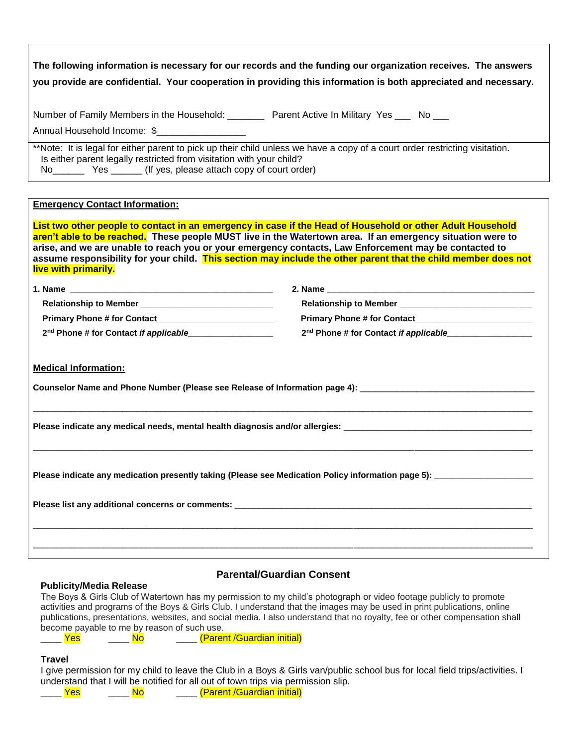**The following information is necessary for our records and the funding our organization receives. The answers you provide are confidential. Your cooperation in providing this information is both appreciated and necessary.**

Number of Family Members in the Household: _______ Parent Active In Military Yes ___ No ___

Annual Household Income: $________________

**Note: It is legal for either parent to pick up their child unless we have a copy of a court order restricting visitation. Is either parent legally restricted from visitation with your child?
No______ Yes ______ (If yes, please attach copy of court order)

**Emergency Contact Information:**

**List two other people to contact in an emergency in case if the Head of Household or other Adult Household aren't able to be reached. These people MUST live in the Watertown area. If an emergency situation were to arise, and we are unable to reach you or your emergency contacts, Law Enforcement may be contacted to assume responsibility for your child. This section may include the other parent that the child member does not live with primarily.**

**1. Name** ____________________________________________

**Relationship to Member** ____________________________

**Primary Phone # for Contact**_________________________

**2nd Phone # for Contact *if applicable***_________________

**2. Name** ____________________________________________

**Relationship to Member** ____________________________

**Primary Phone # for Contact**_________________________

**2nd Phone # for Contact *if applicable***_________________

**Medical Information:**

**Counselor Name and Phone Number (Please see Release of Information page 4):** ____________________________________

______________________________________________________________________________

**Please indicate any medical needs, mental health diagnosis and/or allergies:** ________________________________________

______________________________________________________________________________

**Please indicate any medication presently taking (Please see Medication Policy information page 5):** ____________________

**Please list any additional concerns or comments:** ______________________________________________________________

______________________________________________________________________________

______________________________________________________________________________

## Parental/Guardian Consent

**Publicity/Media Release**

The Boys & Girls Club of Watertown has my permission to my child's photograph or video footage publicly to promote activities and programs of the Boys & Girls Club. I understand that the images may be used in print publications, online publications, presentations, websites, and social media. I also understand that no royalty, fee or other compensation shall become payable to me by reason of such use.

____ Yes ____ No ____ (Parent /Guardian initial)

**Travel**

I give permission for my child to leave the Club in a Boys & Girls van/public school bus for local field trips/activities. I understand that I will be notified for all out of town trips via permission slip.

____ Yes ____ No ____ (Parent /Guardian initial)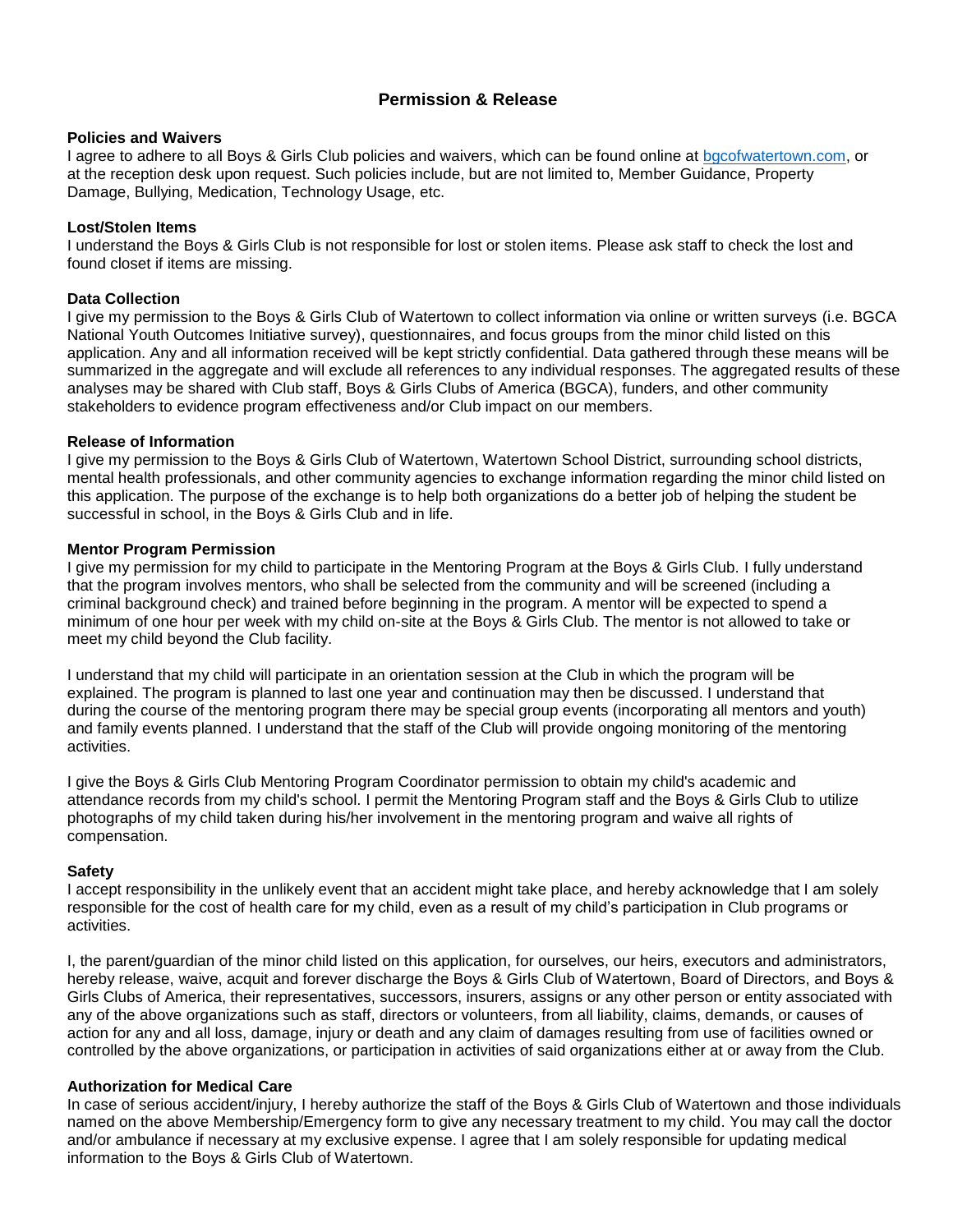# Permission & Release

### Policies and Waivers

I agree to adhere to all Boys & Girls Club policies and waivers, which can be found online at [bgcofwatertown.com](bgcofwatertown.com), or at the reception desk upon request. Such policies include, but are not limited to, Member Guidance, Property Damage, Bullying, Medication, Technology Usage, etc.

### Lost/Stolen Items

I understand the Boys & Girls Club is not responsible for lost or stolen items. Please ask staff to check the lost and found closet if items are missing.

### Data Collection

I give my permission to the Boys & Girls Club of Watertown to collect information via online or written surveys (i.e. BGCA National Youth Outcomes Initiative survey), questionnaires, and focus groups from the minor child listed on this application. Any and all information received will be kept strictly confidential. Data gathered through these means will be summarized in the aggregate and will exclude all references to any individual responses. The aggregated results of these analyses may be shared with Club staff, Boys & Girls Clubs of America (BGCA), funders, and other community stakeholders to evidence program effectiveness and/or Club impact on our members.

### Release of Information

I give my permission to the Boys & Girls Club of Watertown, Watertown School District, surrounding school districts, mental health professionals, and other community agencies to exchange information regarding the minor child listed on this application. The purpose of the exchange is to help both organizations do a better job of helping the student be successful in school, in the Boys & Girls Club and in life.

### Mentor Program Permission

I give my permission for my child to participate in the Mentoring Program at the Boys & Girls Club. I fully understand that the program involves mentors, who shall be selected from the community and will be screened (including a criminal background check) and trained before beginning in the program. A mentor will be expected to spend a minimum of one hour per week with my child on-site at the Boys & Girls Club. The mentor is not allowed to take or meet my child beyond the Club facility.

I understand that my child will participate in an orientation session at the Club in which the program will be explained. The program is planned to last one year and continuation may then be discussed. I understand that during the course of the mentoring program there may be special group events (incorporating all mentors and youth) and family events planned. I understand that the staff of the Club will provide ongoing monitoring of the mentoring activities.

I give the Boys & Girls Club Mentoring Program Coordinator permission to obtain my child's academic and attendance records from my child's school. I permit the Mentoring Program staff and the Boys & Girls Club to utilize photographs of my child taken during his/her involvement in the mentoring program and waive all rights of compensation.

### Safety

I accept responsibility in the unlikely event that an accident might take place, and hereby acknowledge that I am solely responsible for the cost of health care for my child, even as a result of my child's participation in Club programs or activities.

I, the parent/guardian of the minor child listed on this application, for ourselves, our heirs, executors and administrators, hereby release, waive, acquit and forever discharge the Boys & Girls Club of Watertown, Board of Directors, and Boys & Girls Clubs of America, their representatives, successors, insurers, assigns or any other person or entity associated with any of the above organizations such as staff, directors or volunteers, from all liability, claims, demands, or causes of action for any and all loss, damage, injury or death and any claim of damages resulting from use of facilities owned or controlled by the above organizations, or participation in activities of said organizations either at or away from the Club.

### Authorization for Medical Care

In case of serious accident/injury, I hereby authorize the staff of the Boys & Girls Club of Watertown and those individuals named on the above Membership/Emergency form to give any necessary treatment to my child. You may call the doctor and/or ambulance if necessary at my exclusive expense. I agree that I am solely responsible for updating medical information to the Boys & Girls Club of Watertown.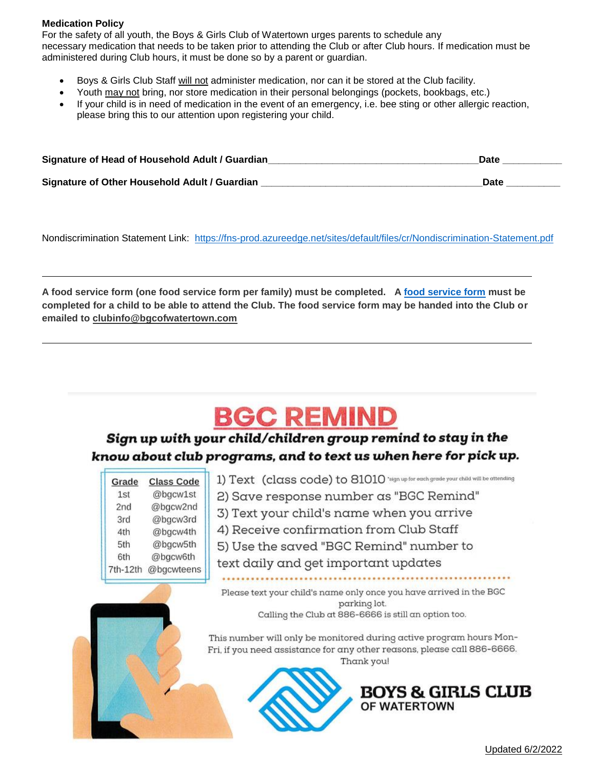**Medication Policy**

For the safety of all youth, the Boys & Girls Club of Watertown urges parents to schedule any necessary medication that needs to be taken prior to attending the Club or after Club hours. If medication must be administered during Club hours, it must be done so by a parent or guardian.

- Boys & Girls Club Staff will not administer medication, nor can it be stored at the Club facility.
- Youth may not bring, nor store medication in their personal belongings (pockets, bookbags, etc.)
- If your child is in need of medication in the event of an emergency, i.e. bee sting or other allergic reaction, please bring this to our attention upon registering your child.

**Signature of Head of Household Adult / Guardian**_______________________________________**Date** ___________

**Signature of Other Household Adult / Guardian** _________________________________________**Date** __________

Nondiscrimination Statement Link: https://fns-prod.azureedge.net/sites/default/files/cr/Nondiscrimination-Statement.pdf

---

**A food service form (one food service form per family) must be completed. A food service form must be completed for a child to be able to attend the Club. The food service form may be handed into the Club or emailed to clubinfo@bgcofwatertown.com**

---

# BGC REMIND

***Sign up with your child/children group remind to stay in the know about club programs, and to text us when here for pick up.***

| Grade | Class Code |
|---|---|
| 1st | @bgcw1st |
| 2nd | @bgcw2nd |
| 3rd | @bgcw3rd |
| 4th | @bgcw4th |
| 5th | @bgcw5th |
| 6th | @bgcw6th |
| 7th-12th | @bgcwteens |

1) Text (class code) to 81010 *sign up for each grade your child will be attending
2) Save response number as "BGC Remind"
3) Text your child's name when you arrive
4) Receive confirmation from Club Staff
5) Use the saved "BGC Remind" number to text daily and get important updates

Please text your child's name only once you have arrived in the BGC parking lot.
Calling the Club at 886-6666 is still an option too.

This number will only be monitored during active program hours Mon-Fri, if you need assistance for any other reasons, please call 886-6666. Thank you!

BOYS & GIRLS CLUB OF WATERTOWN

Updated 6/2/2022